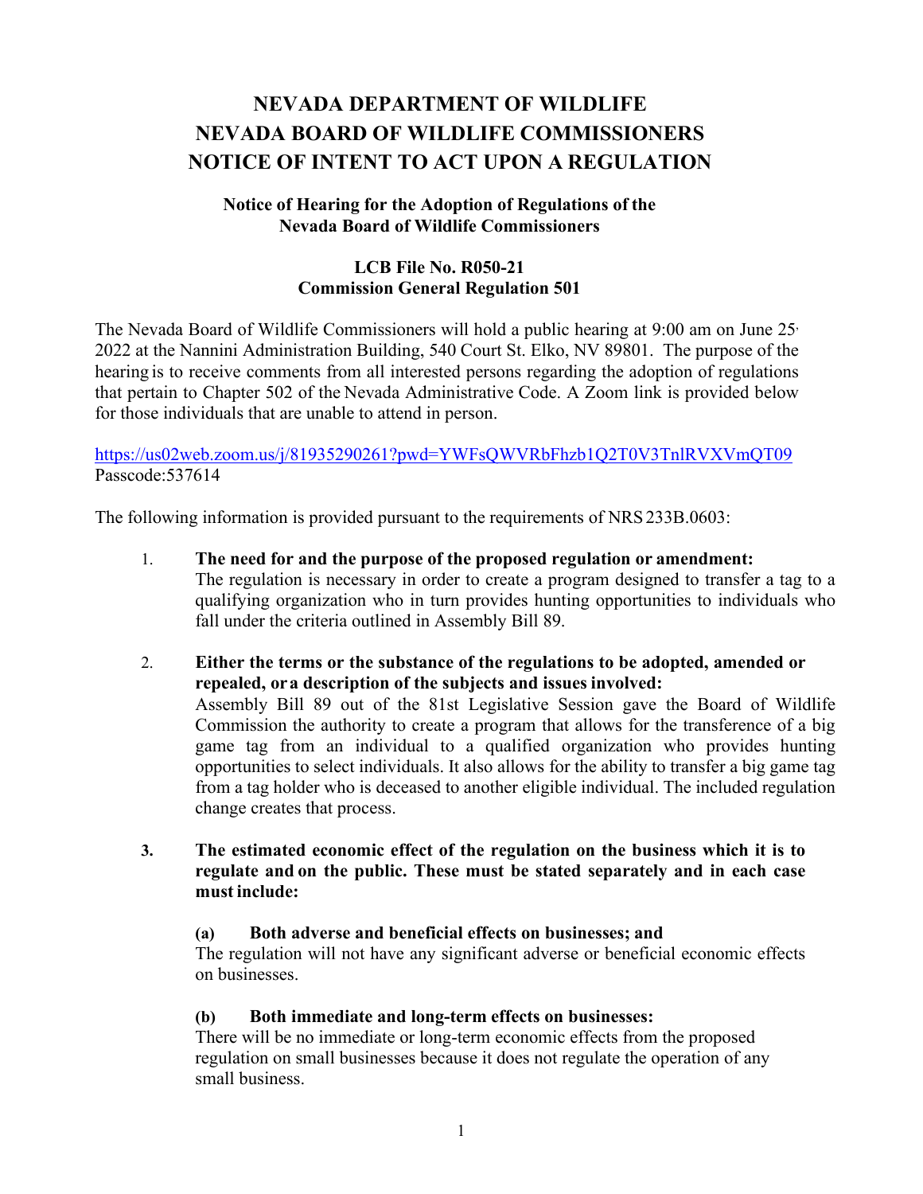# NEVADA DEPARTMENT OF WILDLIFE
# NEVADA BOARD OF WILDLIFE COMMISSIONERS
# NOTICE OF INTENT TO ACT UPON A REGULATION

## Notice of Hearing for the Adoption of Regulations of the Nevada Board of Wildlife Commissioners

### LCB File No. R050-21
### Commission General Regulation 501

The Nevada Board of Wildlife Commissioners will hold a public hearing at 9:00 am on June 25, 2022 at the Nannini Administration Building, 540 Court St. Elko, NV 89801. The purpose of the hearing is to receive comments from all interested persons regarding the adoption of regulations that pertain to Chapter 502 of the Nevada Administrative Code. A Zoom link is provided below for those individuals that are unable to attend in person.

https://us02web.zoom.us/j/81935290261?pwd=YWFsQWVRbFhzb1Q2T0V3TnlRVXVmQT09
Passcode:537614

The following information is provided pursuant to the requirements of NRS 233B.0603:

1. **The need for and the purpose of the proposed regulation or amendment:**
   The regulation is necessary in order to create a program designed to transfer a tag to a qualifying organization who in turn provides hunting opportunities to individuals who fall under the criteria outlined in Assembly Bill 89.

2. **Either the terms or the substance of the regulations to be adopted, amended or repealed, or a description of the subjects and issues involved:**
   Assembly Bill 89 out of the 81st Legislative Session gave the Board of Wildlife Commission the authority to create a program that allows for the transference of a big game tag from an individual to a qualified organization who provides hunting opportunities to select individuals. It also allows for the ability to transfer a big game tag from a tag holder who is deceased to another eligible individual. The included regulation change creates that process.

3. **The estimated economic effect of the regulation on the business which it is to regulate and on the public. These must be stated separately and in each case must include:**

   **(a) Both adverse and beneficial effects on businesses; and**
   The regulation will not have any significant adverse or beneficial economic effects on businesses.

   **(b) Both immediate and long-term effects on businesses:**
   There will be no immediate or long-term economic effects from the proposed regulation on small businesses because it does not regulate the operation of any small business.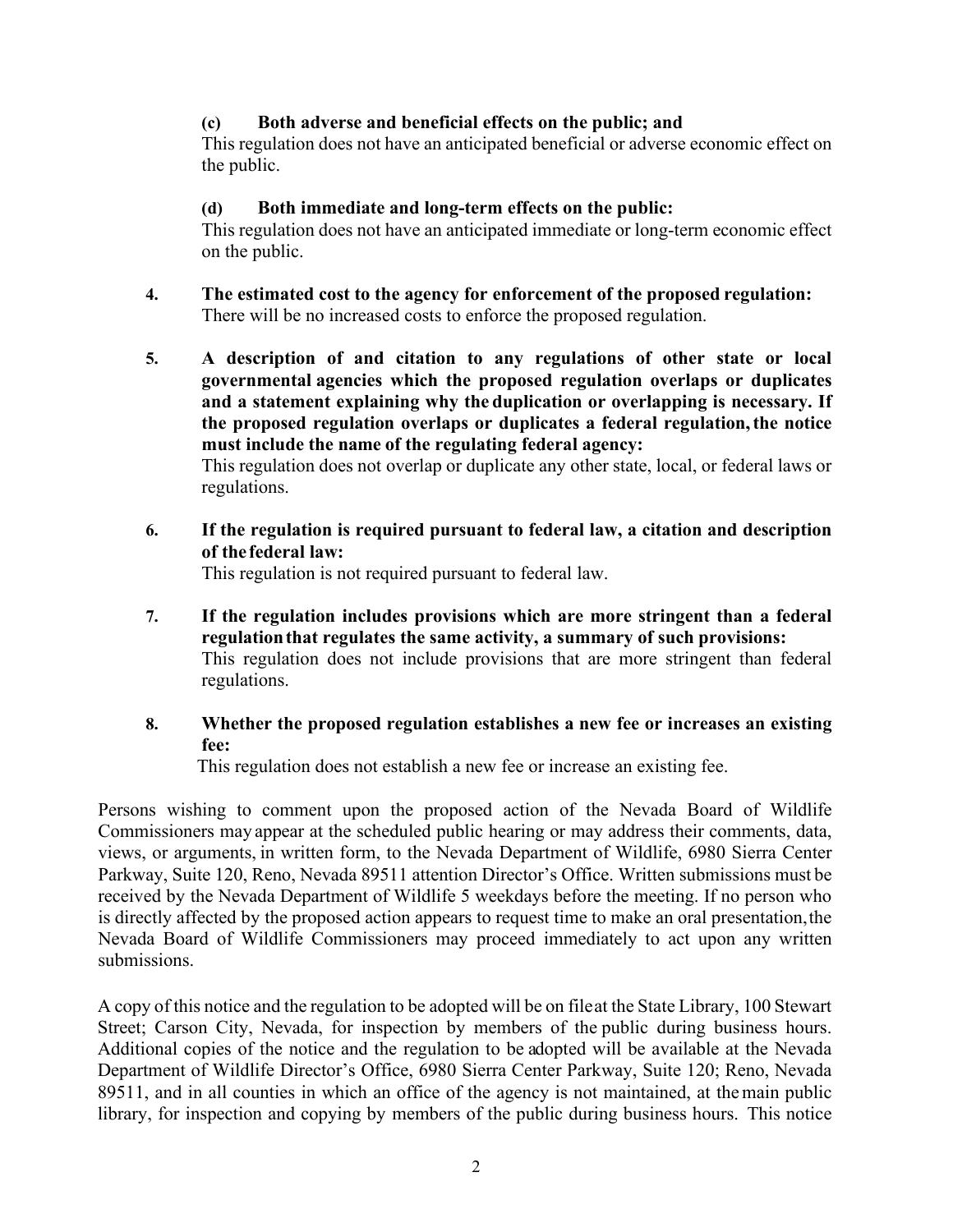**(c) Both adverse and beneficial effects on the public; and**

This regulation does not have an anticipated beneficial or adverse economic effect on the public.

**(d) Both immediate and long-term effects on the public:**

This regulation does not have an anticipated immediate or long-term economic effect on the public.

4. **The estimated cost to the agency for enforcement of the proposed regulation:**
   There will be no increased costs to enforce the proposed regulation.

5. **A description of and citation to any regulations of other state or local governmental agencies which the proposed regulation overlaps or duplicates and a statement explaining why the duplication or overlapping is necessary. If the proposed regulation overlaps or duplicates a federal regulation, the notice must include the name of the regulating federal agency:**
   This regulation does not overlap or duplicate any other state, local, or federal laws or regulations.

6. **If the regulation is required pursuant to federal law, a citation and description of the federal law:**
   This regulation is not required pursuant to federal law.

7. **If the regulation includes provisions which are more stringent than a federal regulation that regulates the same activity, a summary of such provisions:**
   This regulation does not include provisions that are more stringent than federal regulations.

8. **Whether the proposed regulation establishes a new fee or increases an existing fee:**
   This regulation does not establish a new fee or increase an existing fee.

Persons wishing to comment upon the proposed action of the Nevada Board of Wildlife Commissioners may appear at the scheduled public hearing or may address their comments, data, views, or arguments, in written form, to the Nevada Department of Wildlife, 6980 Sierra Center Parkway, Suite 120, Reno, Nevada 89511 attention Director's Office. Written submissions must be received by the Nevada Department of Wildlife 5 weekdays before the meeting. If no person who is directly affected by the proposed action appears to request time to make an oral presentation, the Nevada Board of Wildlife Commissioners may proceed immediately to act upon any written submissions.

A copy of this notice and the regulation to be adopted will be on file at the State Library, 100 Stewart Street; Carson City, Nevada, for inspection by members of the public during business hours. Additional copies of the notice and the regulation to be adopted will be available at the Nevada Department of Wildlife Director's Office, 6980 Sierra Center Parkway, Suite 120; Reno, Nevada 89511, and in all counties in which an office of the agency is not maintained, at the main public library, for inspection and copying by members of the public during business hours. This notice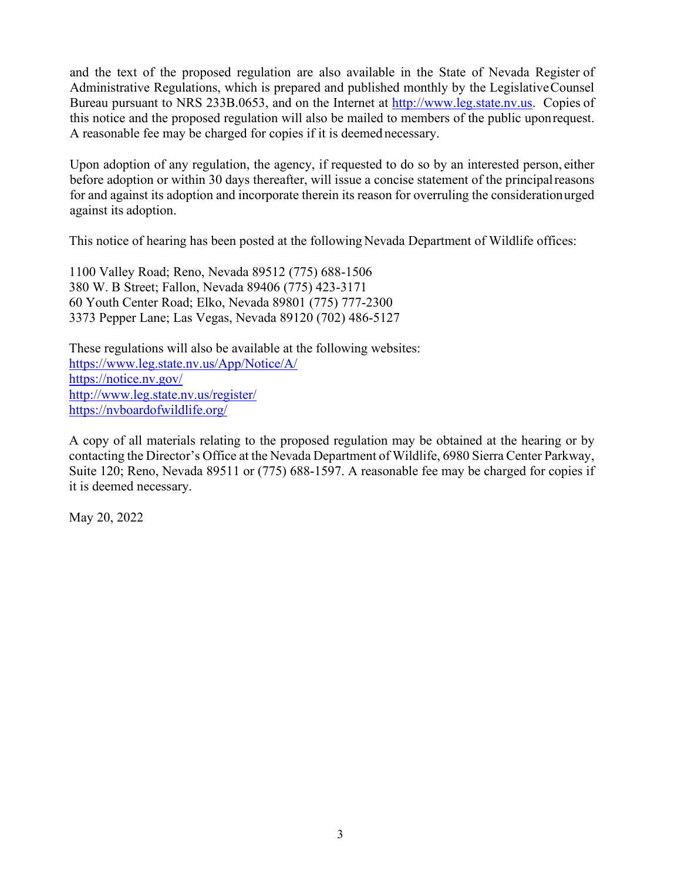and the text of the proposed regulation are also available in the State of Nevada Register of Administrative Regulations, which is prepared and published monthly by the Legislative Counsel Bureau pursuant to NRS 233B.0653, and on the Internet at http://www.leg.state.nv.us. Copies of this notice and the proposed regulation will also be mailed to members of the public upon request. A reasonable fee may be charged for copies if it is deemed necessary.

Upon adoption of any regulation, the agency, if requested to do so by an interested person, either before adoption or within 30 days thereafter, will issue a concise statement of the principal reasons for and against its adoption and incorporate therein its reason for overruling the consideration urged against its adoption.

This notice of hearing has been posted at the following Nevada Department of Wildlife offices:

1100 Valley Road; Reno, Nevada 89512 (775) 688-1506
380 W. B Street; Fallon, Nevada 89406 (775) 423-3171
60 Youth Center Road; Elko, Nevada 89801 (775) 777-2300
3373 Pepper Lane; Las Vegas, Nevada 89120 (702) 486-5127

These regulations will also be available at the following websites:
https://www.leg.state.nv.us/App/Notice/A/
https://notice.nv.gov/
http://www.leg.state.nv.us/register/
https://nvboardofwildlife.org/

A copy of all materials relating to the proposed regulation may be obtained at the hearing or by contacting the Director's Office at the Nevada Department of Wildlife, 6980 Sierra Center Parkway, Suite 120; Reno, Nevada 89511 or (775) 688-1597. A reasonable fee may be charged for copies if it is deemed necessary.

May 20, 2022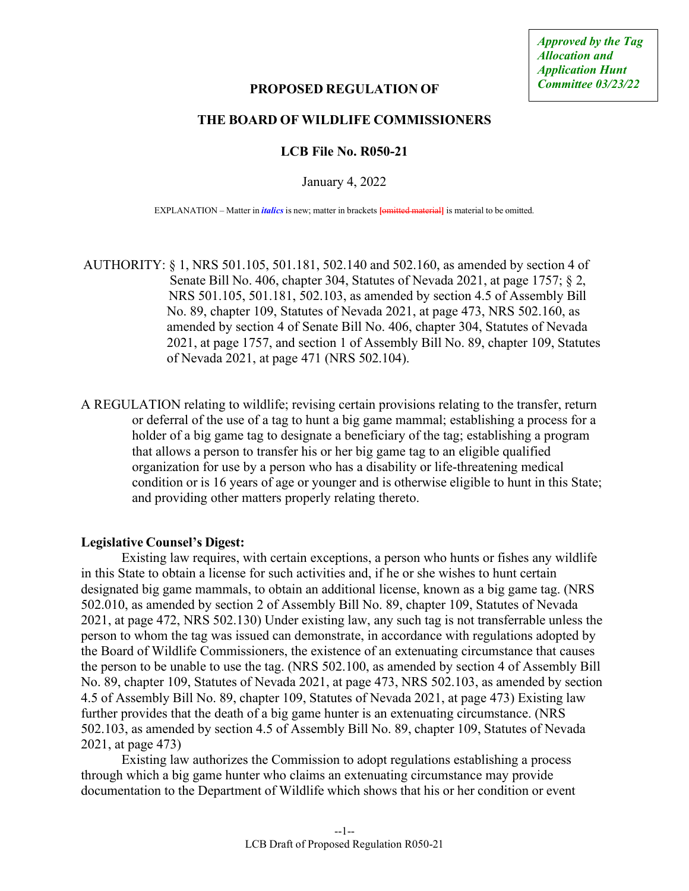*Approved by the Tag Allocation and Application Hunt Committee 03/23/22*

**PROPOSED REGULATION OF**

**THE BOARD OF WILDLIFE COMMISSIONERS**

**LCB File No. R050-21**

January 4, 2022

EXPLANATION – Matter in *italics* is new; matter in brackets [omitted material] is material to be omitted.

AUTHORITY: § 1, NRS 501.105, 501.181, 502.140 and 502.160, as amended by section 4 of Senate Bill No. 406, chapter 304, Statutes of Nevada 2021, at page 1757; § 2, NRS 501.105, 501.181, 502.103, as amended by section 4.5 of Assembly Bill No. 89, chapter 109, Statutes of Nevada 2021, at page 473, NRS 502.160, as amended by section 4 of Senate Bill No. 406, chapter 304, Statutes of Nevada 2021, at page 1757, and section 1 of Assembly Bill No. 89, chapter 109, Statutes of Nevada 2021, at page 471 (NRS 502.104).

A REGULATION relating to wildlife; revising certain provisions relating to the transfer, return or deferral of the use of a tag to hunt a big game mammal; establishing a process for a holder of a big game tag to designate a beneficiary of the tag; establishing a program that allows a person to transfer his or her big game tag to an eligible qualified organization for use by a person who has a disability or life-threatening medical condition or is 16 years of age or younger and is otherwise eligible to hunt in this State; and providing other matters properly relating thereto.

**Legislative Counsel's Digest:**

Existing law requires, with certain exceptions, a person who hunts or fishes any wildlife in this State to obtain a license for such activities and, if he or she wishes to hunt certain designated big game mammals, to obtain an additional license, known as a big game tag. (NRS 502.010, as amended by section 2 of Assembly Bill No. 89, chapter 109, Statutes of Nevada 2021, at page 472, NRS 502.130) Under existing law, any such tag is not transferrable unless the person to whom the tag was issued can demonstrate, in accordance with regulations adopted by the Board of Wildlife Commissioners, the existence of an extenuating circumstance that causes the person to be unable to use the tag. (NRS 502.100, as amended by section 4 of Assembly Bill No. 89, chapter 109, Statutes of Nevada 2021, at page 473, NRS 502.103, as amended by section 4.5 of Assembly Bill No. 89, chapter 109, Statutes of Nevada 2021, at page 473) Existing law further provides that the death of a big game hunter is an extenuating circumstance. (NRS 502.103, as amended by section 4.5 of Assembly Bill No. 89, chapter 109, Statutes of Nevada 2021, at page 473)

Existing law authorizes the Commission to adopt regulations establishing a process through which a big game hunter who claims an extenuating circumstance may provide documentation to the Department of Wildlife which shows that his or her condition or event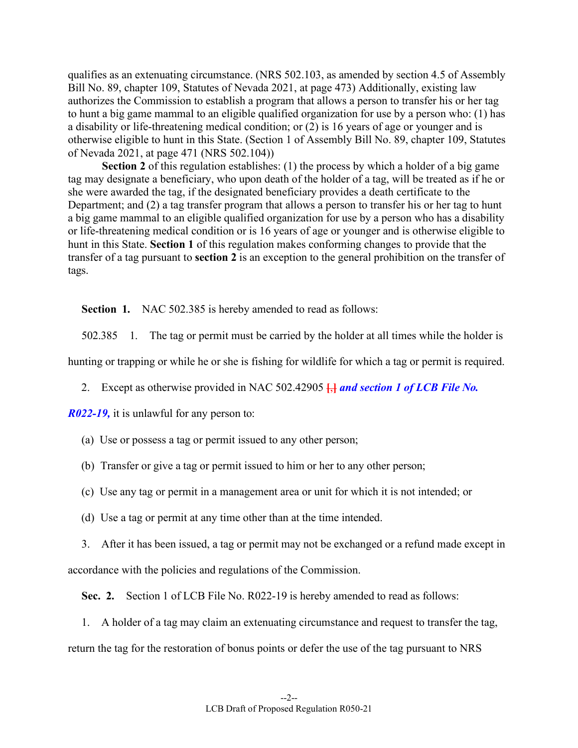qualifies as an extenuating circumstance. (NRS 502.103, as amended by section 4.5 of Assembly Bill No. 89, chapter 109, Statutes of Nevada 2021, at page 473) Additionally, existing law authorizes the Commission to establish a program that allows a person to transfer his or her tag to hunt a big game mammal to an eligible qualified organization for use by a person who: (1) has a disability or life-threatening medical condition; or (2) is 16 years of age or younger and is otherwise eligible to hunt in this State. (Section 1 of Assembly Bill No. 89, chapter 109, Statutes of Nevada 2021, at page 471 (NRS 502.104))

**Section 2** of this regulation establishes: (1) the process by which a holder of a big game tag may designate a beneficiary, who upon death of the holder of a tag, will be treated as if he or she were awarded the tag, if the designated beneficiary provides a death certificate to the Department; and (2) a tag transfer program that allows a person to transfer his or her tag to hunt a big game mammal to an eligible qualified organization for use by a person who has a disability or life-threatening medical condition or is 16 years of age or younger and is otherwise eligible to hunt in this State. **Section 1** of this regulation makes conforming changes to provide that the transfer of a tag pursuant to **section 2** is an exception to the general prohibition on the transfer of tags.

**Section 1.** NAC 502.385 is hereby amended to read as follows:

502.385 1. The tag or permit must be carried by the holder at all times while the holder is hunting or trapping or while he or she is fishing for wildlife for which a tag or permit is required.

2. Except as otherwise provided in NAC 502.42905 [,] ***and section 1 of LCB File No. R022-19,*** it is unlawful for any person to:

(a) Use or possess a tag or permit issued to any other person;

(b) Transfer or give a tag or permit issued to him or her to any other person;

(c) Use any tag or permit in a management area or unit for which it is not intended; or

(d) Use a tag or permit at any time other than at the time intended.

3. After it has been issued, a tag or permit may not be exchanged or a refund made except in accordance with the policies and regulations of the Commission.

**Sec. 2.** Section 1 of LCB File No. R022-19 is hereby amended to read as follows:

1. A holder of a tag may claim an extenuating circumstance and request to transfer the tag, return the tag for the restoration of bonus points or defer the use of the tag pursuant to NRS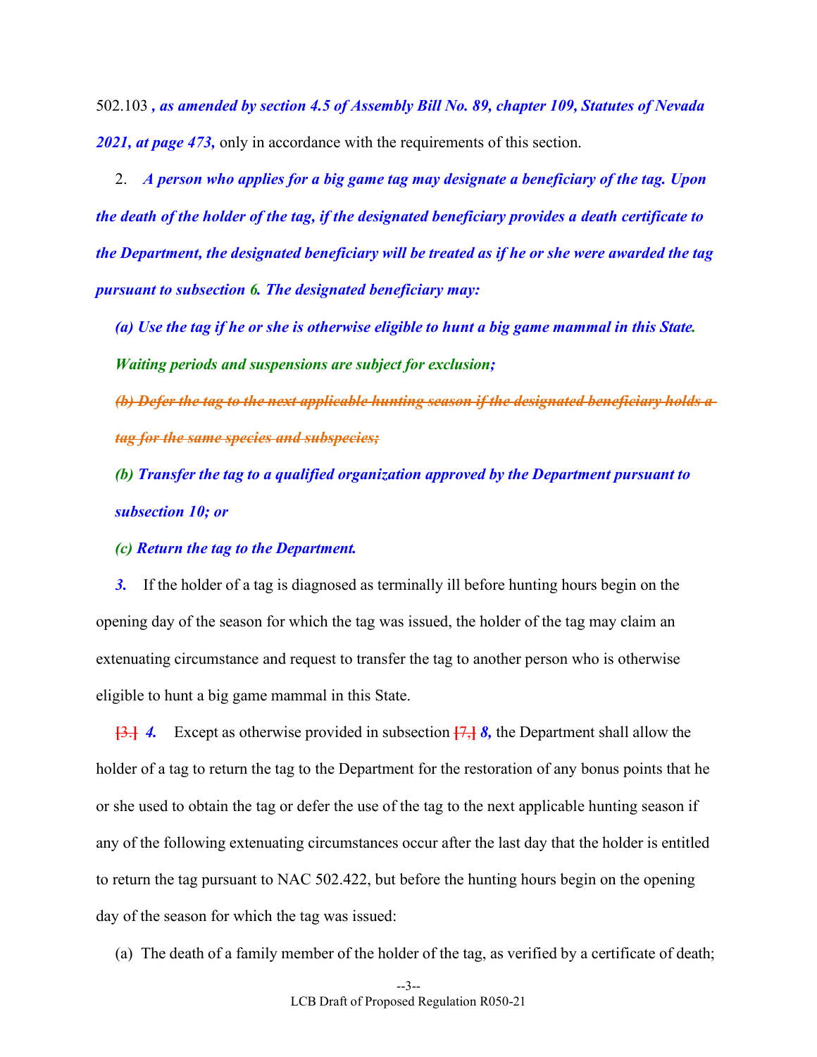502.103 ***, as amended by section 4.5 of Assembly Bill No. 89, chapter 109, Statutes of Nevada 2021, at page 473,*** only in accordance with the requirements of this section.

2. ***A person who applies for a big game tag may designate a beneficiary of the tag. Upon the death of the holder of the tag, if the designated beneficiary provides a death certificate to the Department, the designated beneficiary will be treated as if he or she were awarded the tag pursuant to subsection 6. The designated beneficiary may:***

***(a) Use the tag if he or she is otherwise eligible to hunt a big game mammal in this State. Waiting periods and suspensions are subject for exclusion;***

~~***(b) Defer the tag to the next applicable hunting season if the designated beneficiary holds a tag for the same species and subspecies;***~~

***(b) Transfer the tag to a qualified organization approved by the Department pursuant to subsection 10; or***

***(c) Return the tag to the Department.***

***3.*** If the holder of a tag is diagnosed as terminally ill before hunting hours begin on the opening day of the season for which the tag was issued, the holder of the tag may claim an extenuating circumstance and request to transfer the tag to another person who is otherwise eligible to hunt a big game mammal in this State.

[3.] ***4.*** Except as otherwise provided in subsection [7,] ***8,*** the Department shall allow the holder of a tag to return the tag to the Department for the restoration of any bonus points that he or she used to obtain the tag or defer the use of the tag to the next applicable hunting season if any of the following extenuating circumstances occur after the last day that the holder is entitled to return the tag pursuant to NAC 502.422, but before the hunting hours begin on the opening day of the season for which the tag was issued:

(a) The death of a family member of the holder of the tag, as verified by a certificate of death;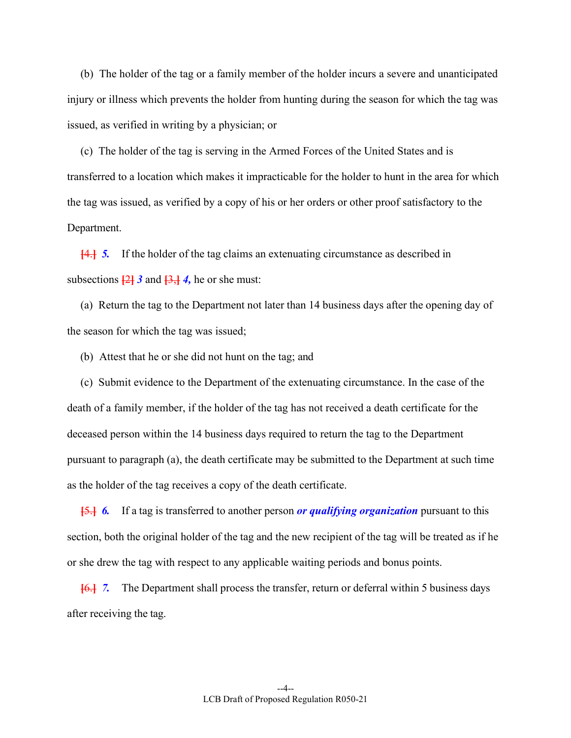(b) The holder of the tag or a family member of the holder incurs a severe and unanticipated injury or illness which prevents the holder from hunting during the season for which the tag was issued, as verified in writing by a physician; or

(c) The holder of the tag is serving in the Armed Forces of the United States and is transferred to a location which makes it impracticable for the holder to hunt in the area for which the tag was issued, as verified by a copy of his or her orders or other proof satisfactory to the Department.

[4.] ***5.*** If the holder of the tag claims an extenuating circumstance as described in subsections [2] ***3*** and [3,] ***4,*** he or she must:

(a) Return the tag to the Department not later than 14 business days after the opening day of the season for which the tag was issued;

(b) Attest that he or she did not hunt on the tag; and

(c) Submit evidence to the Department of the extenuating circumstance. In the case of the death of a family member, if the holder of the tag has not received a death certificate for the deceased person within the 14 business days required to return the tag to the Department pursuant to paragraph (a), the death certificate may be submitted to the Department at such time as the holder of the tag receives a copy of the death certificate.

[5.] ***6.*** If a tag is transferred to another person ***or qualifying organization*** pursuant to this section, both the original holder of the tag and the new recipient of the tag will be treated as if he or she drew the tag with respect to any applicable waiting periods and bonus points.

[6.] ***7.*** The Department shall process the transfer, return or deferral within 5 business days after receiving the tag.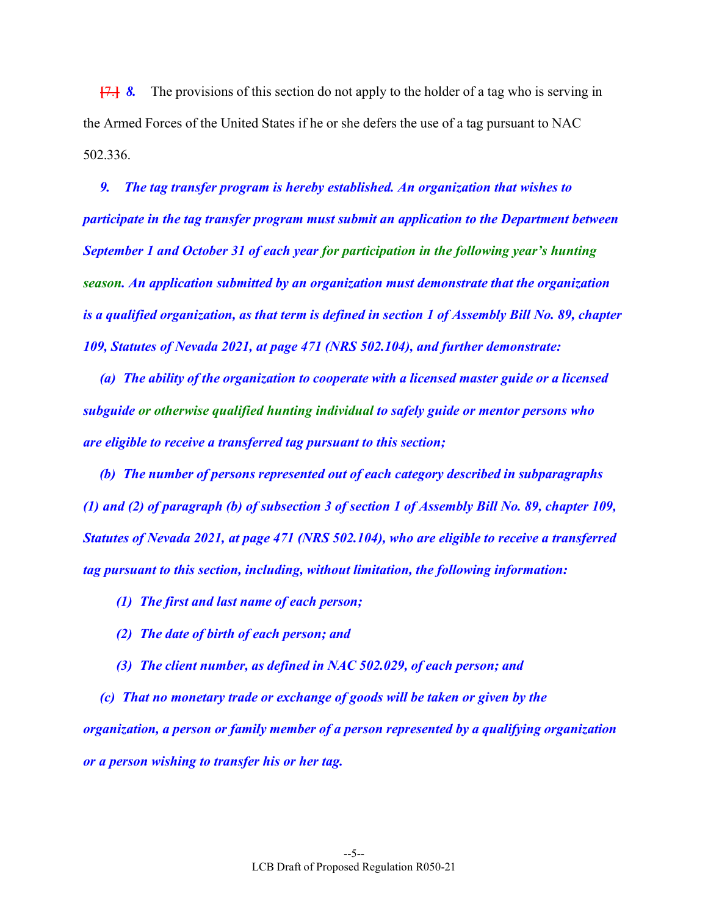[7.] *8.* The provisions of this section do not apply to the holder of a tag who is serving in the Armed Forces of the United States if he or she defers the use of a tag pursuant to NAC 502.336.

***9. The tag transfer program is hereby established. An organization that wishes to participate in the tag transfer program must submit an application to the Department between September 1 and October 31 of each year for participation in the following year's hunting season. An application submitted by an organization must demonstrate that the organization is a qualified organization, as that term is defined in section 1 of Assembly Bill No. 89, chapter 109, Statutes of Nevada 2021, at page 471 (NRS 502.104), and further demonstrate:***

***(a) The ability of the organization to cooperate with a licensed master guide or a licensed subguide or otherwise qualified hunting individual to safely guide or mentor persons who are eligible to receive a transferred tag pursuant to this section;***

***(b) The number of persons represented out of each category described in subparagraphs (1) and (2) of paragraph (b) of subsection 3 of section 1 of Assembly Bill No. 89, chapter 109, Statutes of Nevada 2021, at page 471 (NRS 502.104), who are eligible to receive a transferred tag pursuant to this section, including, without limitation, the following information:***

***(1) The first and last name of each person;***

***(2) The date of birth of each person; and***

***(3) The client number, as defined in NAC 502.029, of each person; and***

***(c) That no monetary trade or exchange of goods will be taken or given by the organization, a person or family member of a person represented by a qualifying organization or a person wishing to transfer his or her tag.***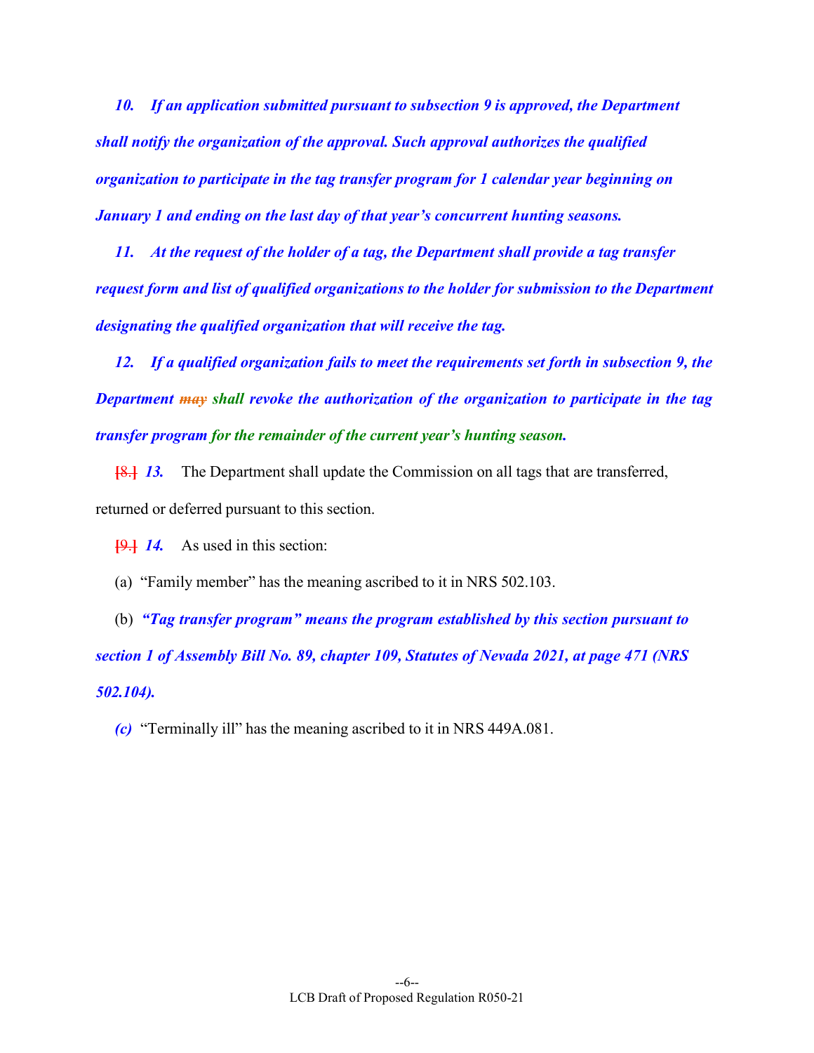*10. If an application submitted pursuant to subsection 9 is approved, the Department shall notify the organization of the approval. Such approval authorizes the qualified organization to participate in the tag transfer program for 1 calendar year beginning on January 1 and ending on the last day of that year's concurrent hunting seasons.*

*11. At the request of the holder of a tag, the Department shall provide a tag transfer request form and list of qualified organizations to the holder for submission to the Department designating the qualified organization that will receive the tag.*

*12. If a qualified organization fails to meet the requirements set forth in subsection 9, the Department ~~may~~ shall revoke the authorization of the organization to participate in the tag transfer program for the remainder of the current year's hunting season.*

~~[8.]~~ *13.* The Department shall update the Commission on all tags that are transferred, returned or deferred pursuant to this section.

~~[9.]~~ *14.* As used in this section:

(a) "Family member" has the meaning ascribed to it in NRS 502.103.

(b) *"Tag transfer program" means the program established by this section pursuant to section 1 of Assembly Bill No. 89, chapter 109, Statutes of Nevada 2021, at page 471 (NRS 502.104).*

*(c)* "Terminally ill" has the meaning ascribed to it in NRS 449A.081.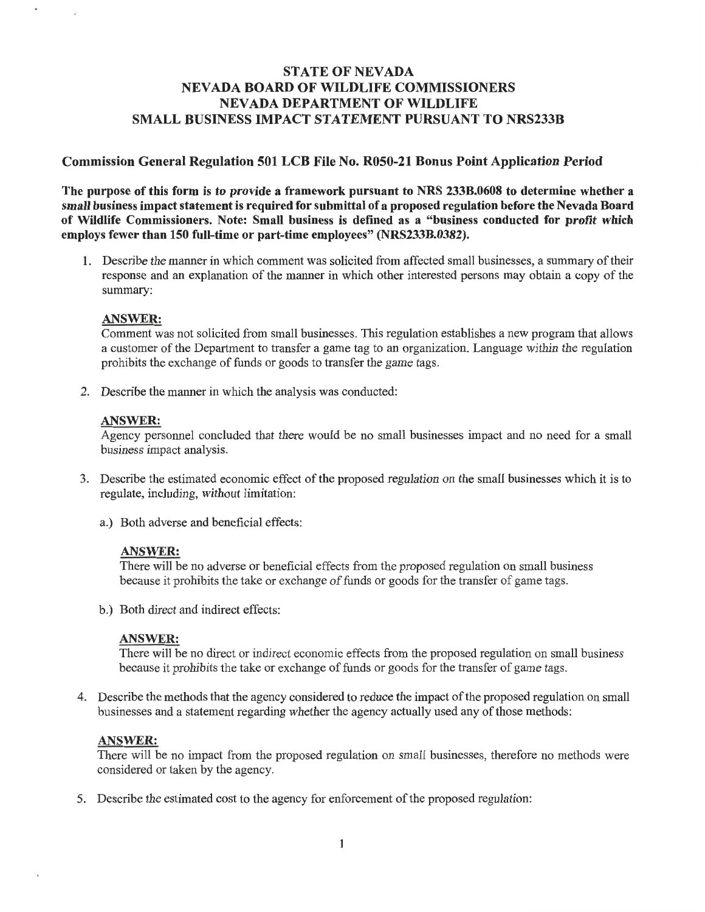**STATE OF NEVADA**
**NEVADA BOARD OF WILDLIFE COMMISSIONERS**
**NEVADA DEPARTMENT OF WILDLIFE**
**SMALL BUSINESS IMPACT STATEMENT PURSUANT TO NRS233B**

## Commission General Regulation 501 LCB File No. R050-21 Bonus Point Application Period

**The purpose of this form is to provide a framework pursuant to NRS 233B.0608 to determine whether a small business impact statement is required for submittal of a proposed regulation before the Nevada Board of Wildlife Commissioners. Note: Small business is defined as a "business conducted for profit which employs fewer than 150 full-time or part-time employees" (NRS233B.0382).**

1. Describe the manner in which comment was solicited from affected small businesses, a summary of their response and an explanation of the manner in which other interested persons may obtain a copy of the summary:

   **ANSWER:**
   Comment was not solicited from small businesses. This regulation establishes a new program that allows a customer of the Department to transfer a game tag to an organization. Language within the regulation prohibits the exchange of funds or goods to transfer the game tags.

2. Describe the manner in which the analysis was conducted:

   **ANSWER:**
   Agency personnel concluded that there would be no small businesses impact and no need for a small business impact analysis.

3. Describe the estimated economic effect of the proposed regulation on the small businesses which it is to regulate, including, without limitation:

   a.) Both adverse and beneficial effects:

   **ANSWER:**
   There will be no adverse or beneficial effects from the proposed regulation on small business because it prohibits the take or exchange of funds or goods for the transfer of game tags.

   b.) Both direct and indirect effects:

   **ANSWER:**
   There will be no direct or indirect economic effects from the proposed regulation on small business because it prohibits the take or exchange of funds or goods for the transfer of game tags.

4. Describe the methods that the agency considered to reduce the impact of the proposed regulation on small businesses and a statement regarding whether the agency actually used any of those methods:

   **ANSWER:**
   There will be no impact from the proposed regulation on small businesses, therefore no methods were considered or taken by the agency.

5. Describe the estimated cost to the agency for enforcement of the proposed regulation: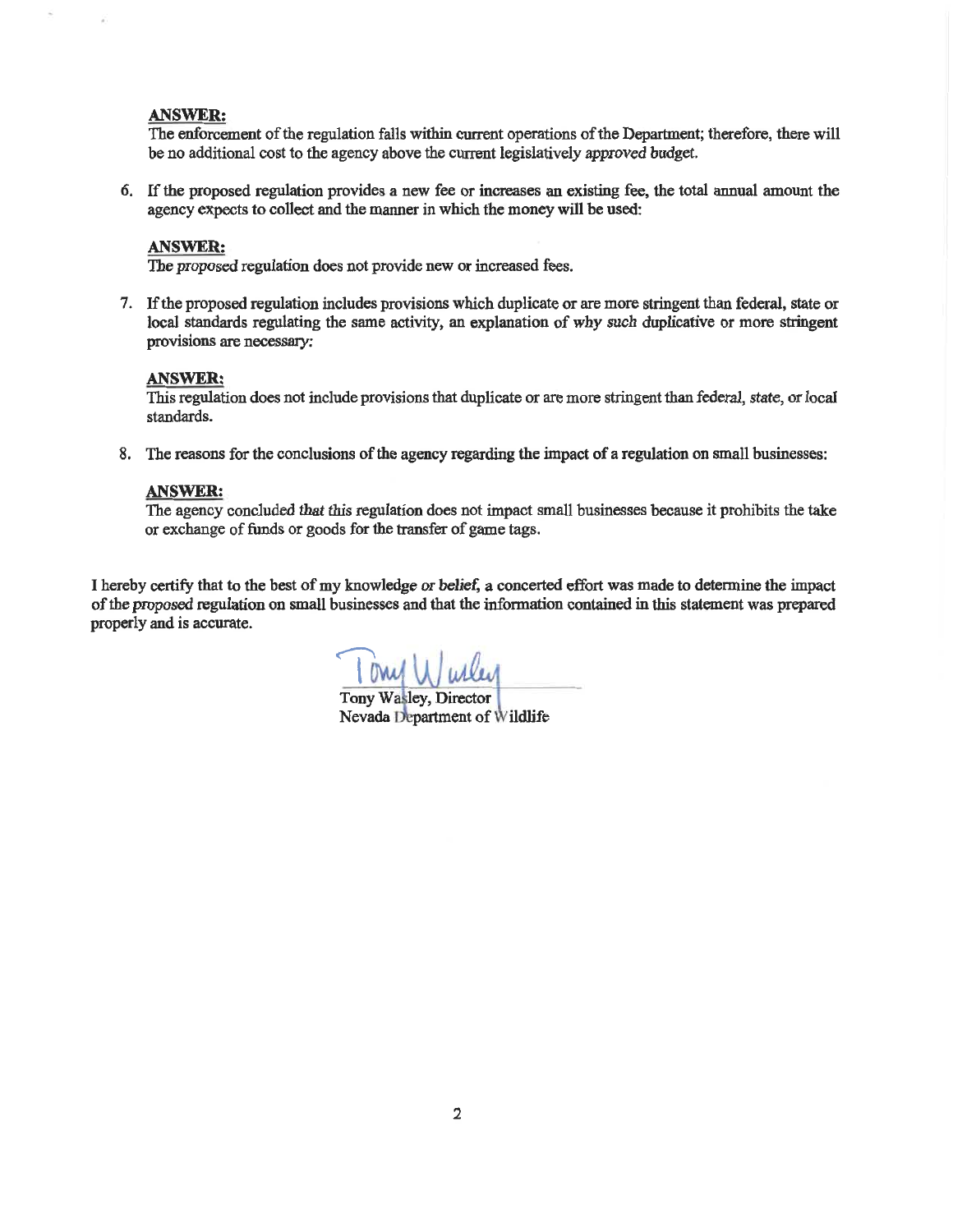**ANSWER:**
The enforcement of the regulation falls within current operations of the Department; therefore, there will be no additional cost to the agency above the current legislatively approved budget.

6. If the proposed regulation provides a new fee or increases an existing fee, the total annual amount the agency expects to collect and the manner in which the money will be used:

   **ANSWER:**
   The proposed regulation does not provide new or increased fees.

7. If the proposed regulation includes provisions which duplicate or are more stringent than federal, state or local standards regulating the same activity, an explanation of why such duplicative or more stringent provisions are necessary:

   **ANSWER:**
   This regulation does not include provisions that duplicate or are more stringent than federal, state, or local standards.

8. The reasons for the conclusions of the agency regarding the impact of a regulation on small businesses:

   **ANSWER:**
   The agency concluded that this regulation does not impact small businesses because it prohibits the take or exchange of funds or goods for the transfer of game tags.

I hereby certify that to the best of my knowledge or belief, a concerted effort was made to determine the impact of the proposed regulation on small businesses and that the information contained in this statement was prepared properly and is accurate.

Tony Wasley, Director
Nevada Department of Wildlife